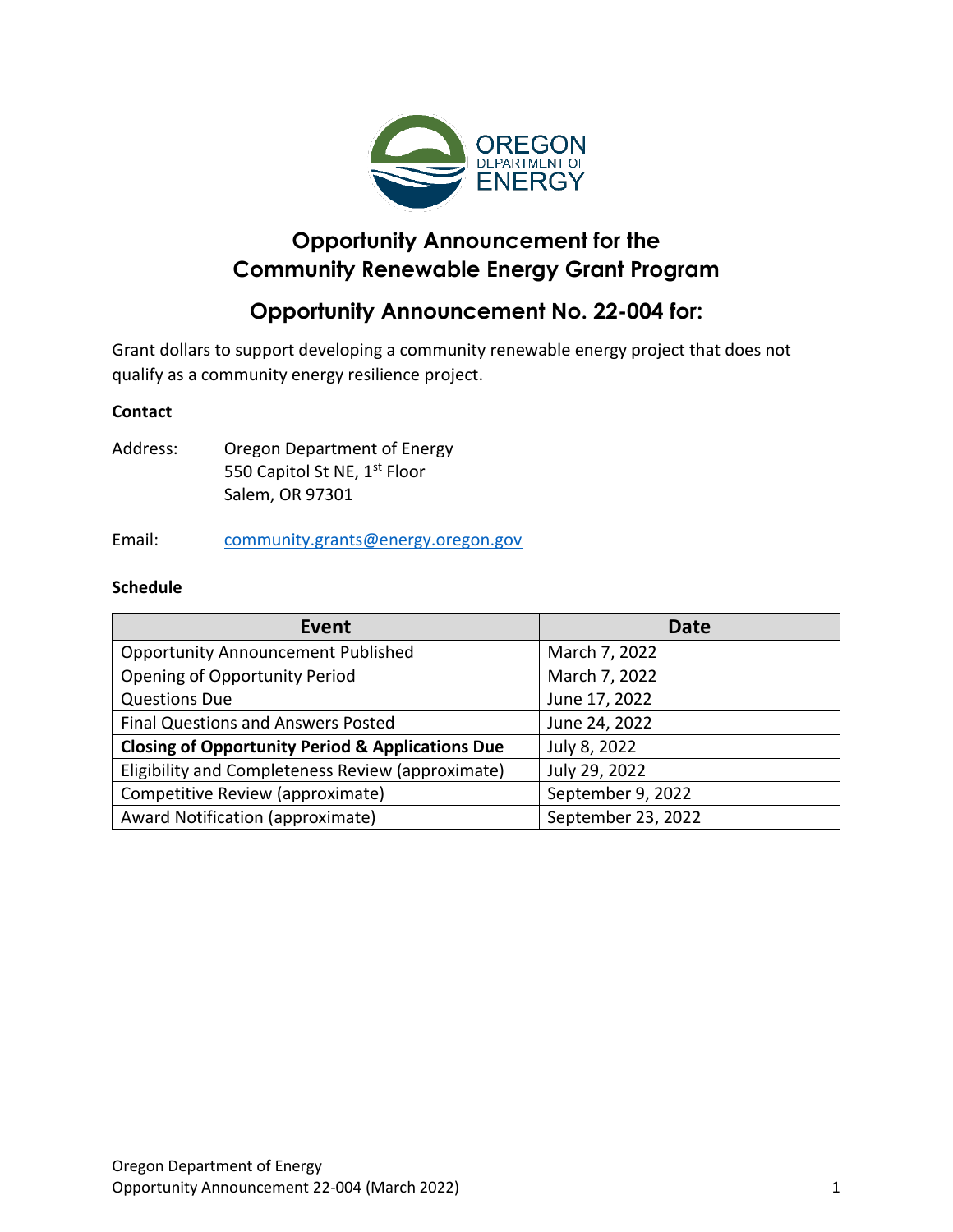# Opportunity Announcement for the Community Renewable Energy Grant Program

## Opportunity Announcement No. 22-004 for:

Grant dollars to support developing a community renewable energy project that does not qualify as a community energy resilience project.

**Contact**

Address: Oregon Department of Energy
550 Capitol St NE, 1st Floor
Salem, OR 97301

Email: community.grants@energy.oregon.gov

**Schedule**

| Event | Date |
| --- | --- |
| Opportunity Announcement Published | March 7, 2022 |
| Opening of Opportunity Period | March 7, 2022 |
| Questions Due | June 17, 2022 |
| Final Questions and Answers Posted | June 24, 2022 |
| **Closing of Opportunity Period & Applications Due** | July 8, 2022 |
| Eligibility and Completeness Review (approximate) | July 29, 2022 |
| Competitive Review (approximate) | September 9, 2022 |
| Award Notification (approximate) | September 23, 2022 |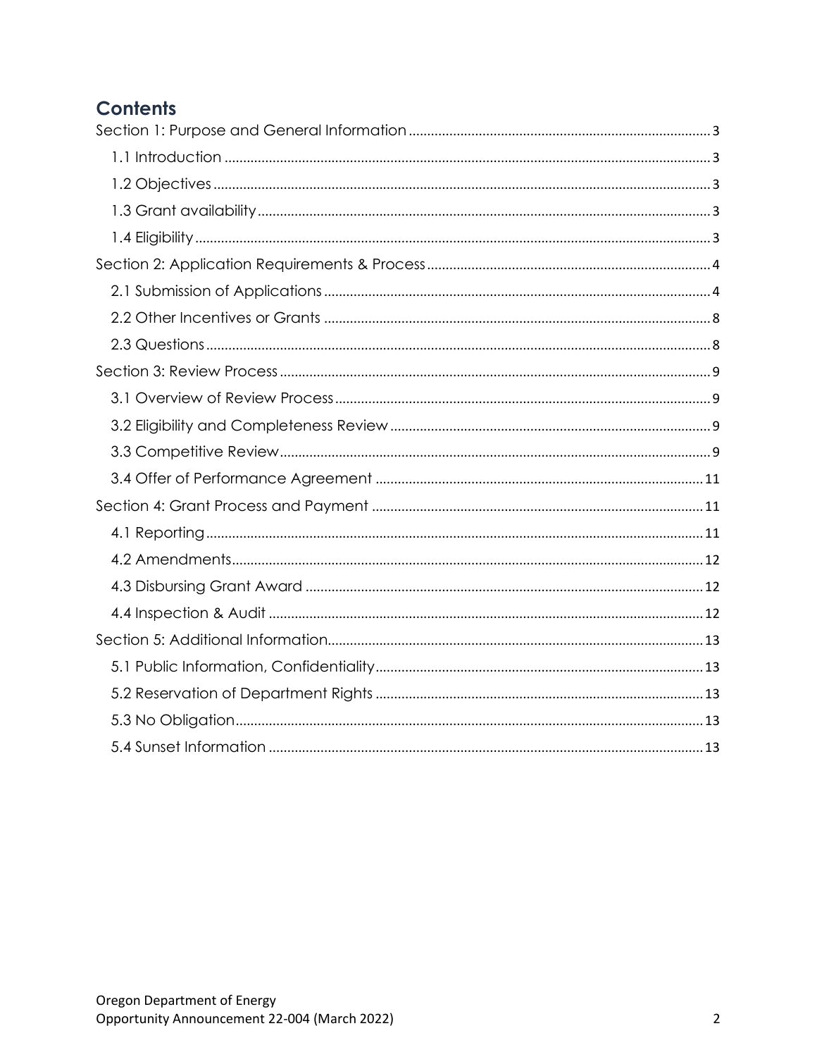## Contents

- Section 1: Purpose and General Information ..... 3
  - 1.1 Introduction ..... 3
  - 1.2 Objectives ..... 3
  - 1.3 Grant availability ..... 3
  - 1.4 Eligibility ..... 3
- Section 2: Application Requirements & Process ..... 4
  - 2.1 Submission of Applications ..... 4
  - 2.2 Other Incentives or Grants ..... 8
  - 2.3 Questions ..... 8
- Section 3: Review Process ..... 9
  - 3.1 Overview of Review Process ..... 9
  - 3.2 Eligibility and Completeness Review ..... 9
  - 3.3 Competitive Review ..... 9
  - 3.4 Offer of Performance Agreement ..... 11
- Section 4: Grant Process and Payment ..... 11
  - 4.1 Reporting ..... 11
  - 4.2 Amendments ..... 12
  - 4.3 Disbursing Grant Award ..... 12
  - 4.4 Inspection & Audit ..... 12
- Section 5: Additional Information ..... 13
  - 5.1 Public Information, Confidentiality ..... 13
  - 5.2 Reservation of Department Rights ..... 13
  - 5.3 No Obligation ..... 13
  - 5.4 Sunset Information ..... 13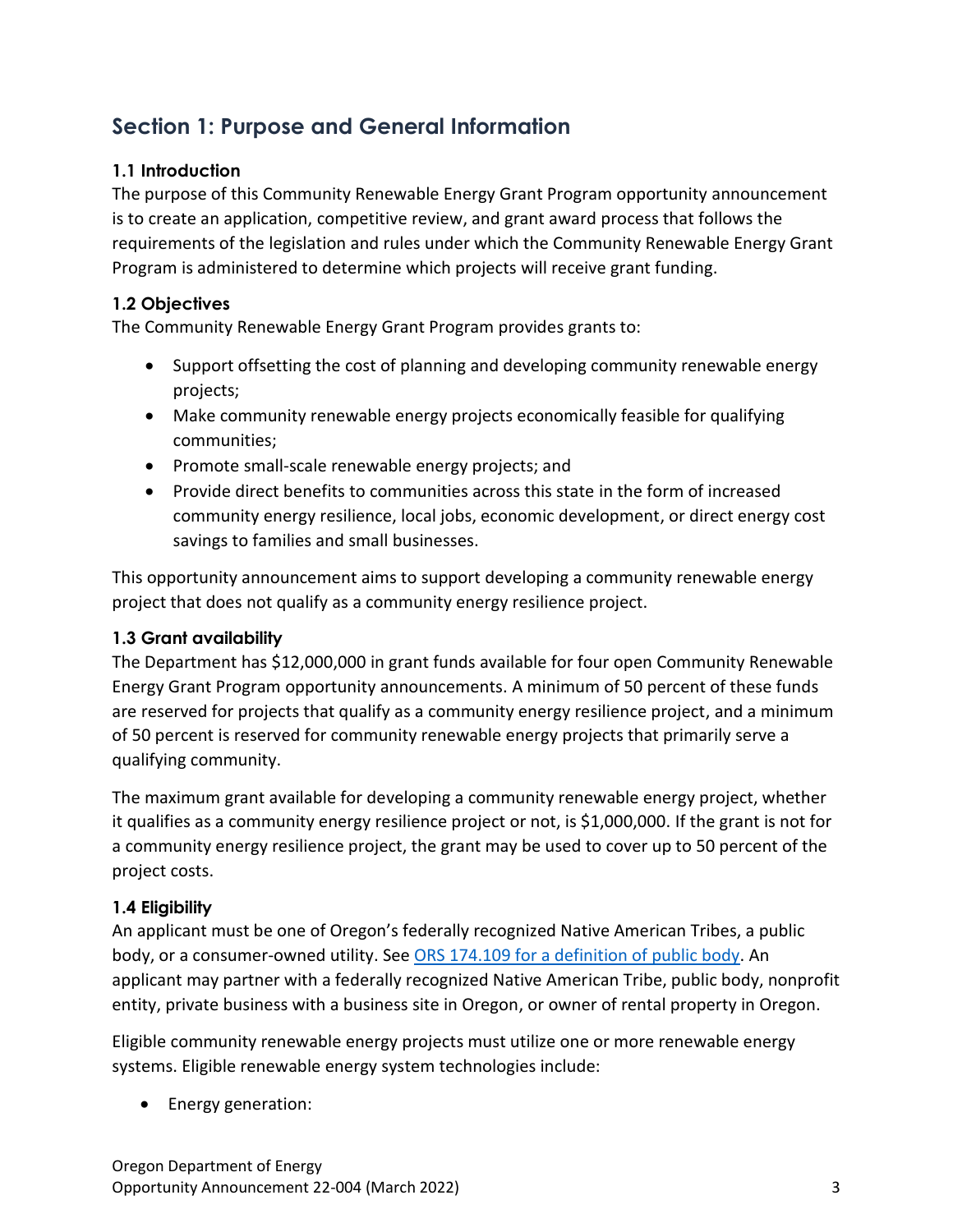## Section 1: Purpose and General Information

### 1.1 Introduction

The purpose of this Community Renewable Energy Grant Program opportunity announcement is to create an application, competitive review, and grant award process that follows the requirements of the legislation and rules under which the Community Renewable Energy Grant Program is administered to determine which projects will receive grant funding.

### 1.2 Objectives

The Community Renewable Energy Grant Program provides grants to:

- Support offsetting the cost of planning and developing community renewable energy projects;
- Make community renewable energy projects economically feasible for qualifying communities;
- Promote small-scale renewable energy projects; and
- Provide direct benefits to communities across this state in the form of increased community energy resilience, local jobs, economic development, or direct energy cost savings to families and small businesses.

This opportunity announcement aims to support developing a community renewable energy project that does not qualify as a community energy resilience project.

### 1.3 Grant availability

The Department has $12,000,000 in grant funds available for four open Community Renewable Energy Grant Program opportunity announcements. A minimum of 50 percent of these funds are reserved for projects that qualify as a community energy resilience project, and a minimum of 50 percent is reserved for community renewable energy projects that primarily serve a qualifying community.

The maximum grant available for developing a community renewable energy project, whether it qualifies as a community energy resilience project or not, is $1,000,000. If the grant is not for a community energy resilience project, the grant may be used to cover up to 50 percent of the project costs.

### 1.4 Eligibility

An applicant must be one of Oregon's federally recognized Native American Tribes, a public body, or a consumer-owned utility. See [ORS 174.109 for a definition of public body](). An applicant may partner with a federally recognized Native American Tribe, public body, nonprofit entity, private business with a business site in Oregon, or owner of rental property in Oregon.

Eligible community renewable energy projects must utilize one or more renewable energy systems. Eligible renewable energy system technologies include:

- Energy generation: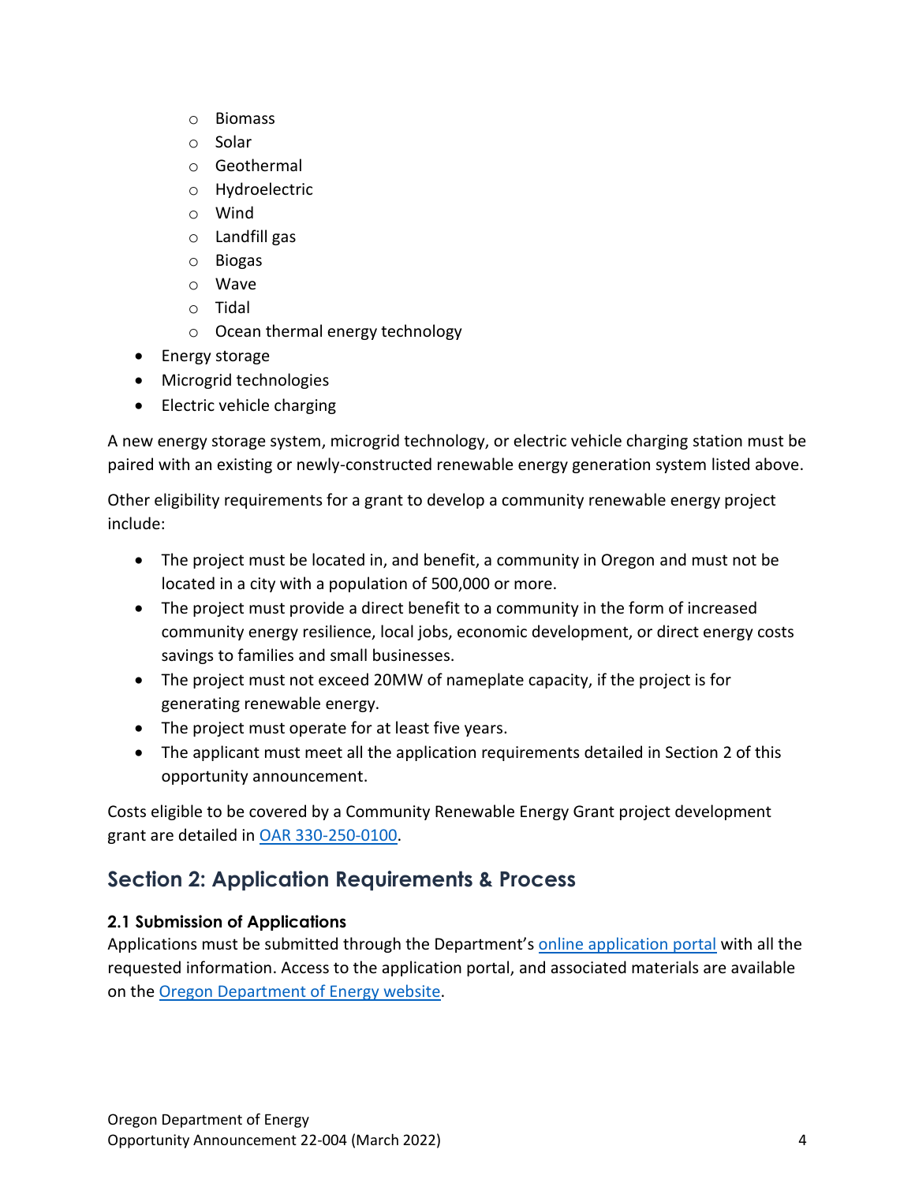- Biomass
    - Solar
    - Geothermal
    - Hydroelectric
    - Wind
    - Landfill gas
    - Biogas
    - Wave
    - Tidal
    - Ocean thermal energy technology
- Energy storage
- Microgrid technologies
- Electric vehicle charging

A new energy storage system, microgrid technology, or electric vehicle charging station must be paired with an existing or newly-constructed renewable energy generation system listed above.

Other eligibility requirements for a grant to develop a community renewable energy project include:

- The project must be located in, and benefit, a community in Oregon and must not be located in a city with a population of 500,000 or more.
- The project must provide a direct benefit to a community in the form of increased community energy resilience, local jobs, economic development, or direct energy costs savings to families and small businesses.
- The project must not exceed 20MW of nameplate capacity, if the project is for generating renewable energy.
- The project must operate for at least five years.
- The applicant must meet all the application requirements detailed in Section 2 of this opportunity announcement.

Costs eligible to be covered by a Community Renewable Energy Grant project development grant are detailed in OAR 330-250-0100.

## Section 2: Application Requirements & Process

### 2.1 Submission of Applications

Applications must be submitted through the Department's online application portal with all the requested information. Access to the application portal, and associated materials are available on the Oregon Department of Energy website.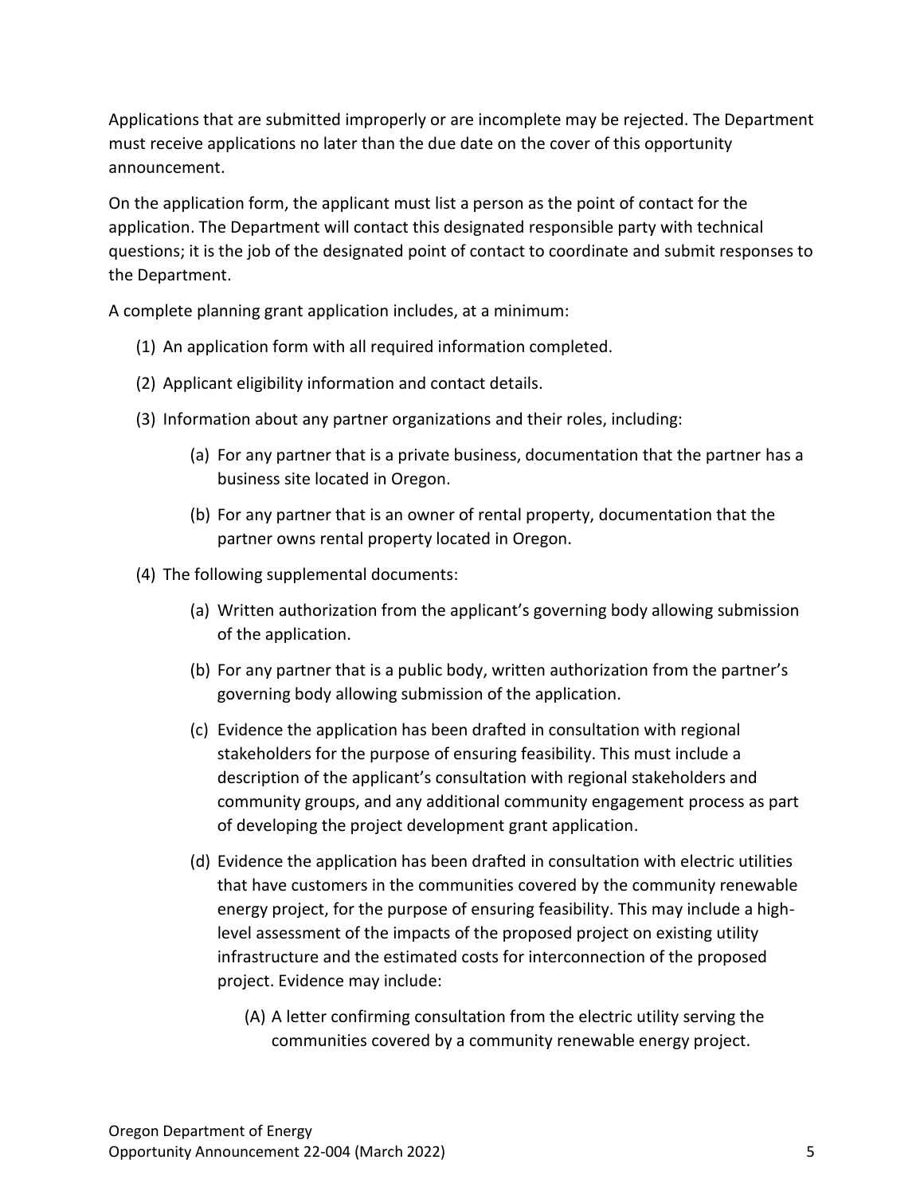Applications that are submitted improperly or are incomplete may be rejected. The Department must receive applications no later than the due date on the cover of this opportunity announcement.

On the application form, the applicant must list a person as the point of contact for the application. The Department will contact this designated responsible party with technical questions; it is the job of the designated point of contact to coordinate and submit responses to the Department.

A complete planning grant application includes, at a minimum:

(1) An application form with all required information completed.

(2) Applicant eligibility information and contact details.

(3) Information about any partner organizations and their roles, including:

  (a) For any partner that is a private business, documentation that the partner has a business site located in Oregon.

  (b) For any partner that is an owner of rental property, documentation that the partner owns rental property located in Oregon.

(4) The following supplemental documents:

  (a) Written authorization from the applicant's governing body allowing submission of the application.

  (b) For any partner that is a public body, written authorization from the partner's governing body allowing submission of the application.

  (c) Evidence the application has been drafted in consultation with regional stakeholders for the purpose of ensuring feasibility. This must include a description of the applicant's consultation with regional stakeholders and community groups, and any additional community engagement process as part of developing the project development grant application.

  (d) Evidence the application has been drafted in consultation with electric utilities that have customers in the communities covered by the community renewable energy project, for the purpose of ensuring feasibility. This may include a high-level assessment of the impacts of the proposed project on existing utility infrastructure and the estimated costs for interconnection of the proposed project. Evidence may include:

    (A) A letter confirming consultation from the electric utility serving the communities covered by a community renewable energy project.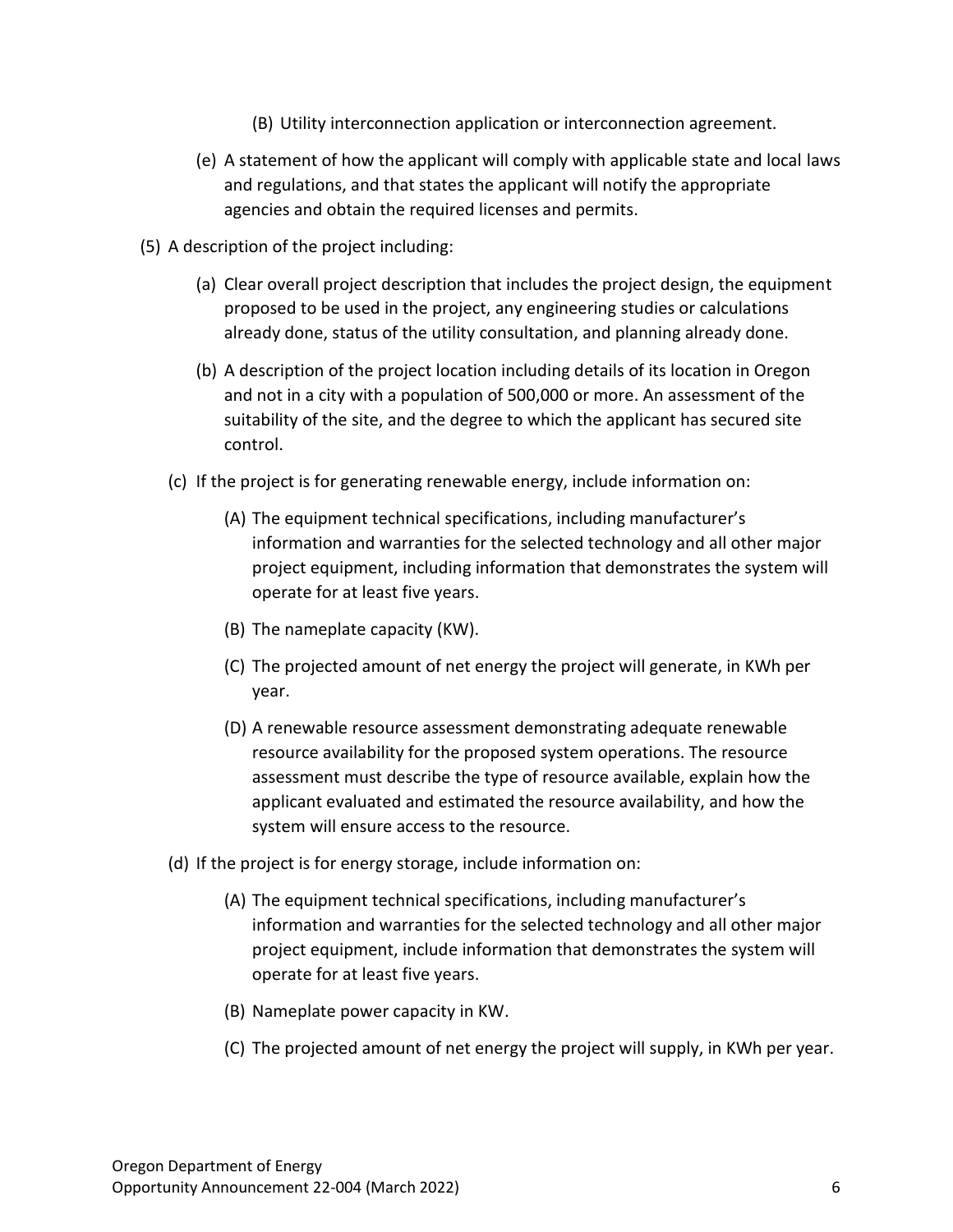(B) Utility interconnection application or interconnection agreement.

(e) A statement of how the applicant will comply with applicable state and local laws and regulations, and that states the applicant will notify the appropriate agencies and obtain the required licenses and permits.

(5) A description of the project including:

(a) Clear overall project description that includes the project design, the equipment proposed to be used in the project, any engineering studies or calculations already done, status of the utility consultation, and planning already done.

(b) A description of the project location including details of its location in Oregon and not in a city with a population of 500,000 or more. An assessment of the suitability of the site, and the degree to which the applicant has secured site control.

(c) If the project is for generating renewable energy, include information on:

(A) The equipment technical specifications, including manufacturer's information and warranties for the selected technology and all other major project equipment, including information that demonstrates the system will operate for at least five years.

(B) The nameplate capacity (KW).

(C) The projected amount of net energy the project will generate, in KWh per year.

(D) A renewable resource assessment demonstrating adequate renewable resource availability for the proposed system operations. The resource assessment must describe the type of resource available, explain how the applicant evaluated and estimated the resource availability, and how the system will ensure access to the resource.

(d) If the project is for energy storage, include information on:

(A) The equipment technical specifications, including manufacturer's information and warranties for the selected technology and all other major project equipment, include information that demonstrates the system will operate for at least five years.

(B) Nameplate power capacity in KW.

(C) The projected amount of net energy the project will supply, in KWh per year.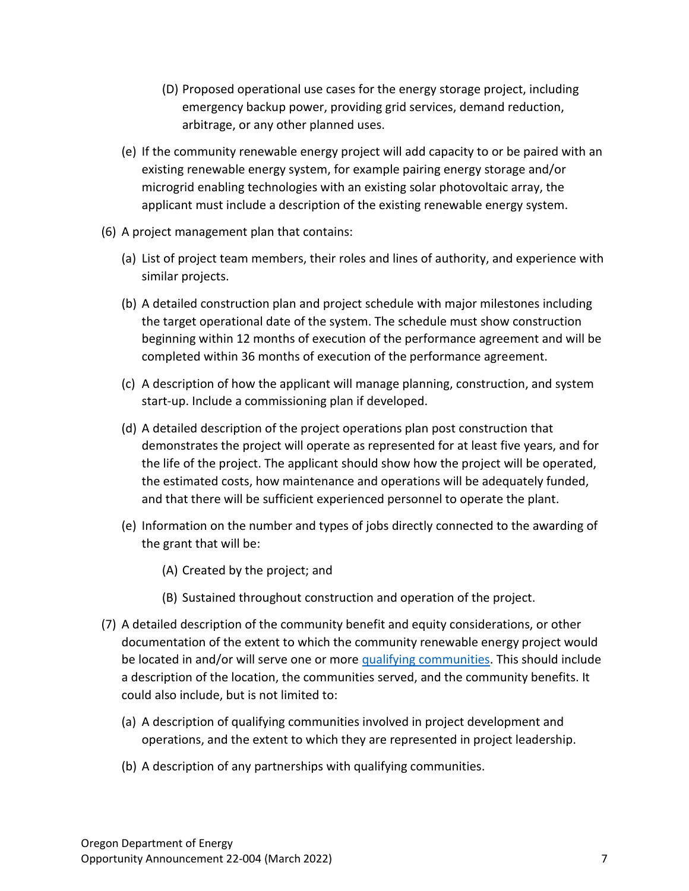(D) Proposed operational use cases for the energy storage project, including emergency backup power, providing grid services, demand reduction, arbitrage, or any other planned uses.

(e) If the community renewable energy project will add capacity to or be paired with an existing renewable energy system, for example pairing energy storage and/or microgrid enabling technologies with an existing solar photovoltaic array, the applicant must include a description of the existing renewable energy system.

(6) A project management plan that contains:

(a) List of project team members, their roles and lines of authority, and experience with similar projects.

(b) A detailed construction plan and project schedule with major milestones including the target operational date of the system. The schedule must show construction beginning within 12 months of execution of the performance agreement and will be completed within 36 months of execution of the performance agreement.

(c) A description of how the applicant will manage planning, construction, and system start-up. Include a commissioning plan if developed.

(d) A detailed description of the project operations plan post construction that demonstrates the project will operate as represented for at least five years, and for the life of the project. The applicant should show how the project will be operated, the estimated costs, how maintenance and operations will be adequately funded, and that there will be sufficient experienced personnel to operate the plant.

(e) Information on the number and types of jobs directly connected to the awarding of the grant that will be:

(A) Created by the project; and

(B) Sustained throughout construction and operation of the project.

(7) A detailed description of the community benefit and equity considerations, or other documentation of the extent to which the community renewable energy project would be located in and/or will serve one or more qualifying communities. This should include a description of the location, the communities served, and the community benefits. It could also include, but is not limited to:

(a) A description of qualifying communities involved in project development and operations, and the extent to which they are represented in project leadership.

(b) A description of any partnerships with qualifying communities.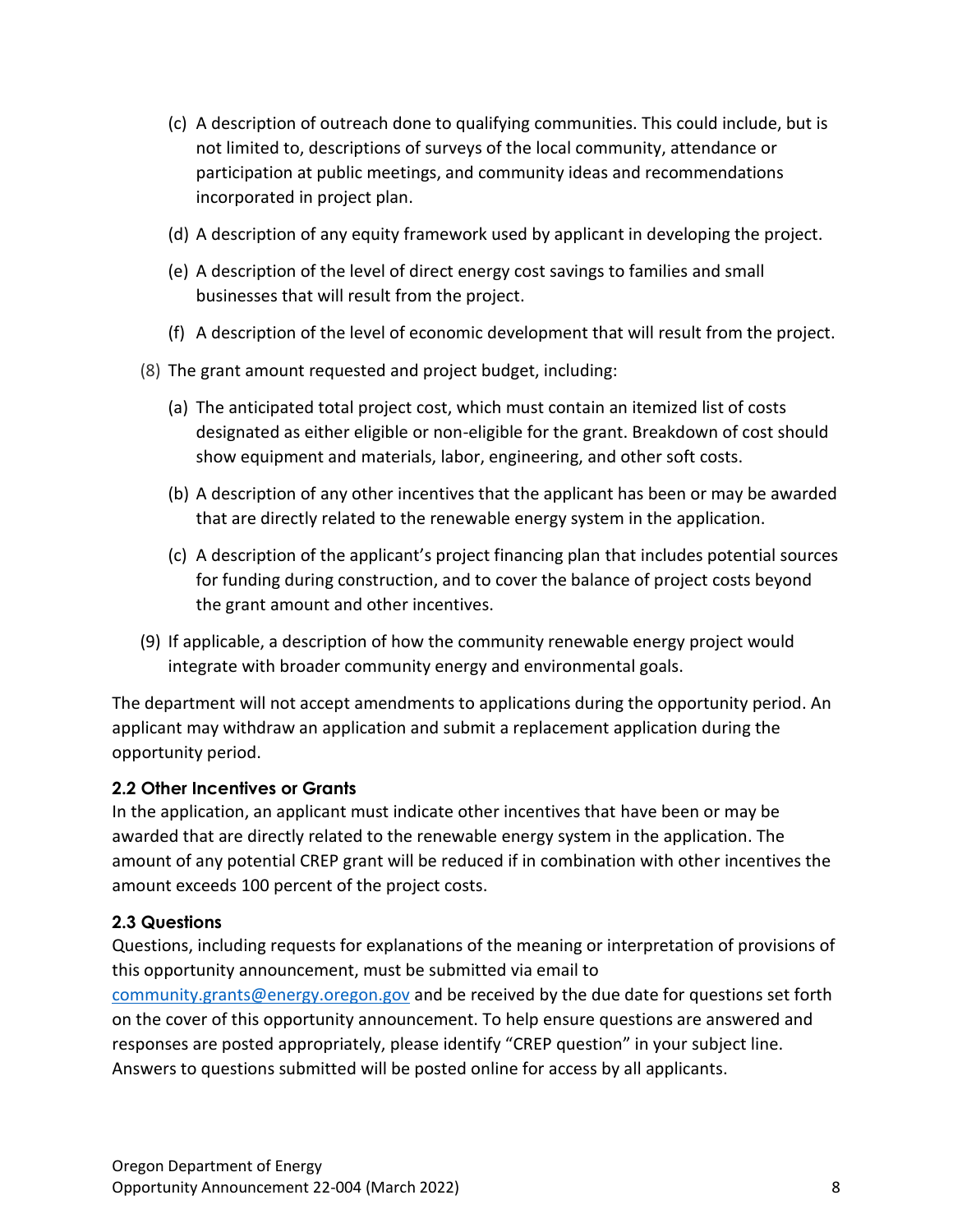(c) A description of outreach done to qualifying communities. This could include, but is not limited to, descriptions of surveys of the local community, attendance or participation at public meetings, and community ideas and recommendations incorporated in project plan.

(d) A description of any equity framework used by applicant in developing the project.

(e) A description of the level of direct energy cost savings to families and small businesses that will result from the project.

(f) A description of the level of economic development that will result from the project.

(8) The grant amount requested and project budget, including:

(a) The anticipated total project cost, which must contain an itemized list of costs designated as either eligible or non-eligible for the grant. Breakdown of cost should show equipment and materials, labor, engineering, and other soft costs.

(b) A description of any other incentives that the applicant has been or may be awarded that are directly related to the renewable energy system in the application.

(c) A description of the applicant's project financing plan that includes potential sources for funding during construction, and to cover the balance of project costs beyond the grant amount and other incentives.

(9) If applicable, a description of how the community renewable energy project would integrate with broader community energy and environmental goals.

The department will not accept amendments to applications during the opportunity period. An applicant may withdraw an application and submit a replacement application during the opportunity period.

### 2.2 Other Incentives or Grants

In the application, an applicant must indicate other incentives that have been or may be awarded that are directly related to the renewable energy system in the application. The amount of any potential CREP grant will be reduced if in combination with other incentives the amount exceeds 100 percent of the project costs.

### 2.3 Questions

Questions, including requests for explanations of the meaning or interpretation of provisions of this opportunity announcement, must be submitted via email to community.grants@energy.oregon.gov and be received by the due date for questions set forth on the cover of this opportunity announcement. To help ensure questions are answered and responses are posted appropriately, please identify "CREP question" in your subject line. Answers to questions submitted will be posted online for access by all applicants.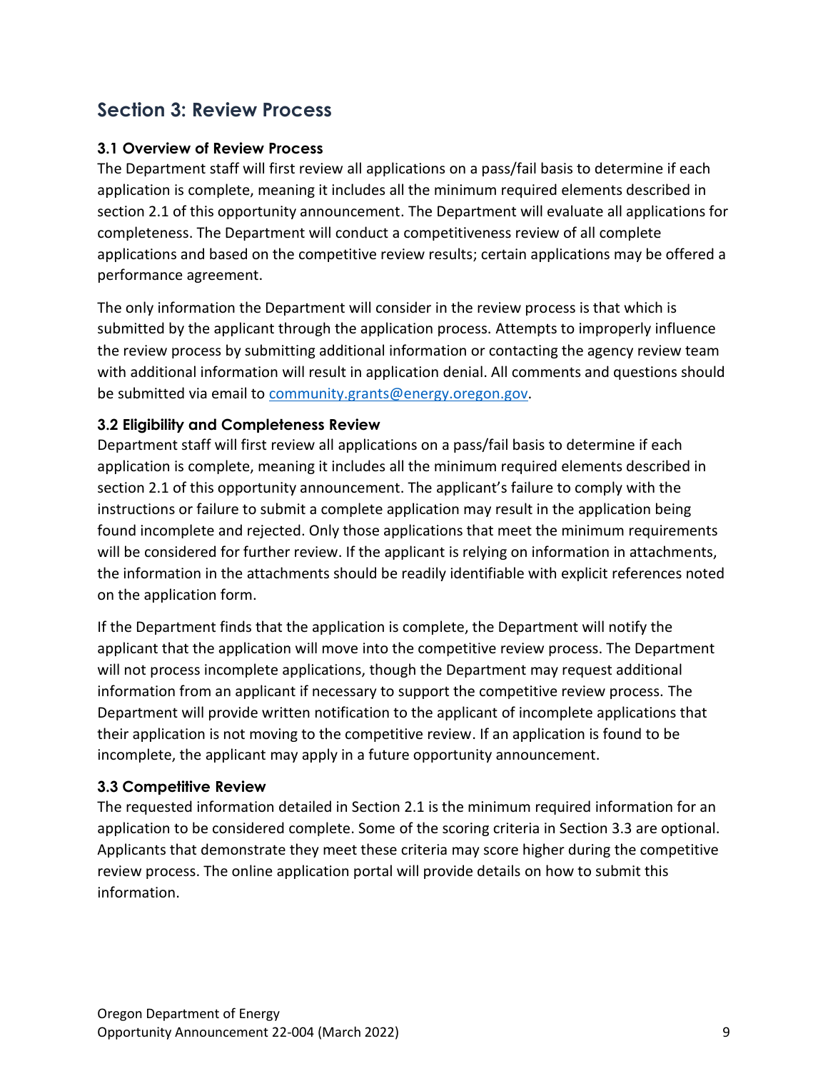## Section 3: Review Process

### 3.1 Overview of Review Process

The Department staff will first review all applications on a pass/fail basis to determine if each application is complete, meaning it includes all the minimum required elements described in section 2.1 of this opportunity announcement. The Department will evaluate all applications for completeness. The Department will conduct a competitiveness review of all complete applications and based on the competitive review results; certain applications may be offered a performance agreement.

The only information the Department will consider in the review process is that which is submitted by the applicant through the application process. Attempts to improperly influence the review process by submitting additional information or contacting the agency review team with additional information will result in application denial. All comments and questions should be submitted via email to community.grants@energy.oregon.gov.

### 3.2 Eligibility and Completeness Review

Department staff will first review all applications on a pass/fail basis to determine if each application is complete, meaning it includes all the minimum required elements described in section 2.1 of this opportunity announcement. The applicant's failure to comply with the instructions or failure to submit a complete application may result in the application being found incomplete and rejected. Only those applications that meet the minimum requirements will be considered for further review. If the applicant is relying on information in attachments, the information in the attachments should be readily identifiable with explicit references noted on the application form.

If the Department finds that the application is complete, the Department will notify the applicant that the application will move into the competitive review process. The Department will not process incomplete applications, though the Department may request additional information from an applicant if necessary to support the competitive review process. The Department will provide written notification to the applicant of incomplete applications that their application is not moving to the competitive review. If an application is found to be incomplete, the applicant may apply in a future opportunity announcement.

### 3.3 Competitive Review

The requested information detailed in Section 2.1 is the minimum required information for an application to be considered complete. Some of the scoring criteria in Section 3.3 are optional. Applicants that demonstrate they meet these criteria may score higher during the competitive review process. The online application portal will provide details on how to submit this information.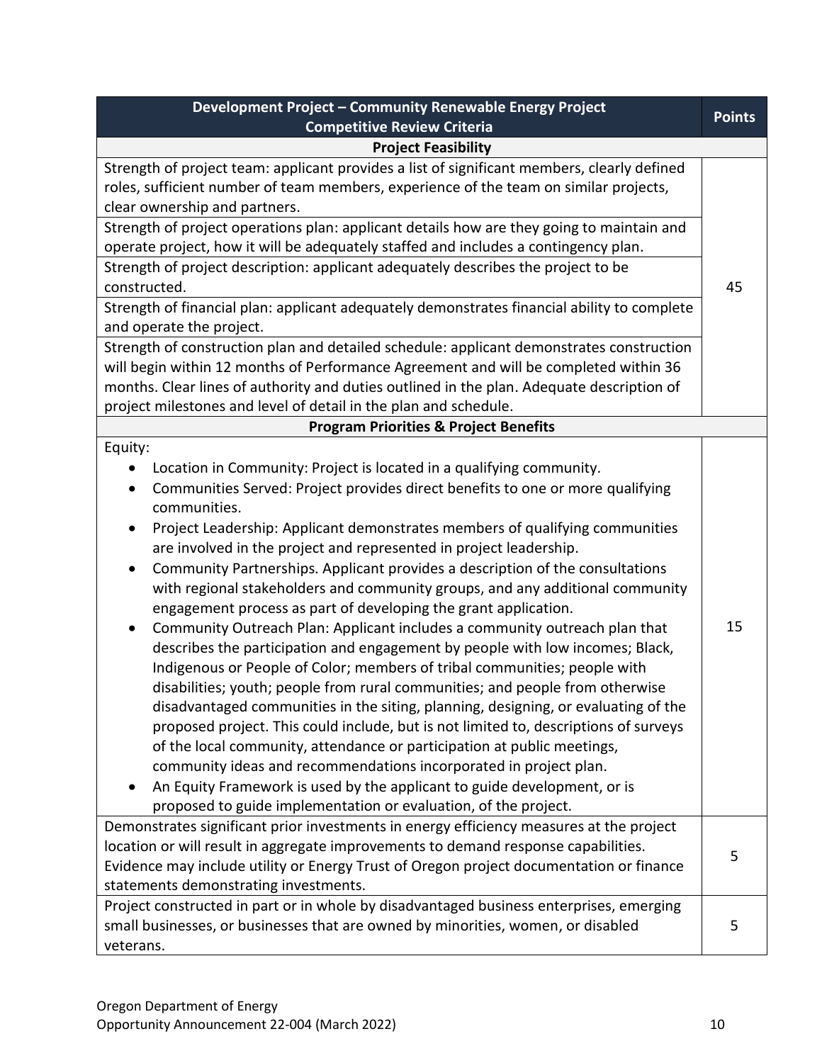| Development Project – Community Renewable Energy Project Competitive Review Criteria | Points |
|---|---|
| **Project Feasibility** | |
| Strength of project team: applicant provides a list of significant members, clearly defined roles, sufficient number of team members, experience of the team on similar projects, clear ownership and partners. | 45 |
| Strength of project operations plan: applicant details how are they going to maintain and operate project, how it will be adequately staffed and includes a contingency plan. | |
| Strength of project description: applicant adequately describes the project to be constructed. | |
| Strength of financial plan: applicant adequately demonstrates financial ability to complete and operate the project. | |
| Strength of construction plan and detailed schedule: applicant demonstrates construction will begin within 12 months of Performance Agreement and will be completed within 36 months. Clear lines of authority and duties outlined in the plan. Adequate description of project milestones and level of detail in the plan and schedule. | |
| **Program Priorities & Project Benefits** | |
| Equity:<br>• Location in Community: Project is located in a qualifying community.<br>• Communities Served: Project provides direct benefits to one or more qualifying communities.<br>• Project Leadership: Applicant demonstrates members of qualifying communities are involved in the project and represented in project leadership.<br>• Community Partnerships. Applicant provides a description of the consultations with regional stakeholders and community groups, and any additional community engagement process as part of developing the grant application.<br>• Community Outreach Plan: Applicant includes a community outreach plan that describes the participation and engagement by people with low incomes; Black, Indigenous or People of Color; members of tribal communities; people with disabilities; youth; people from rural communities; and people from otherwise disadvantaged communities in the siting, planning, designing, or evaluating of the proposed project. This could include, but is not limited to, descriptions of surveys of the local community, attendance or participation at public meetings, community ideas and recommendations incorporated in project plan.<br>• An Equity Framework is used by the applicant to guide development, or is proposed to guide implementation or evaluation, of the project. | 15 |
| Demonstrates significant prior investments in energy efficiency measures at the project location or will result in aggregate improvements to demand response capabilities. Evidence may include utility or Energy Trust of Oregon project documentation or finance statements demonstrating investments. | 5 |
| Project constructed in part or in whole by disadvantaged business enterprises, emerging small businesses, or businesses that are owned by minorities, women, or disabled veterans. | 5 |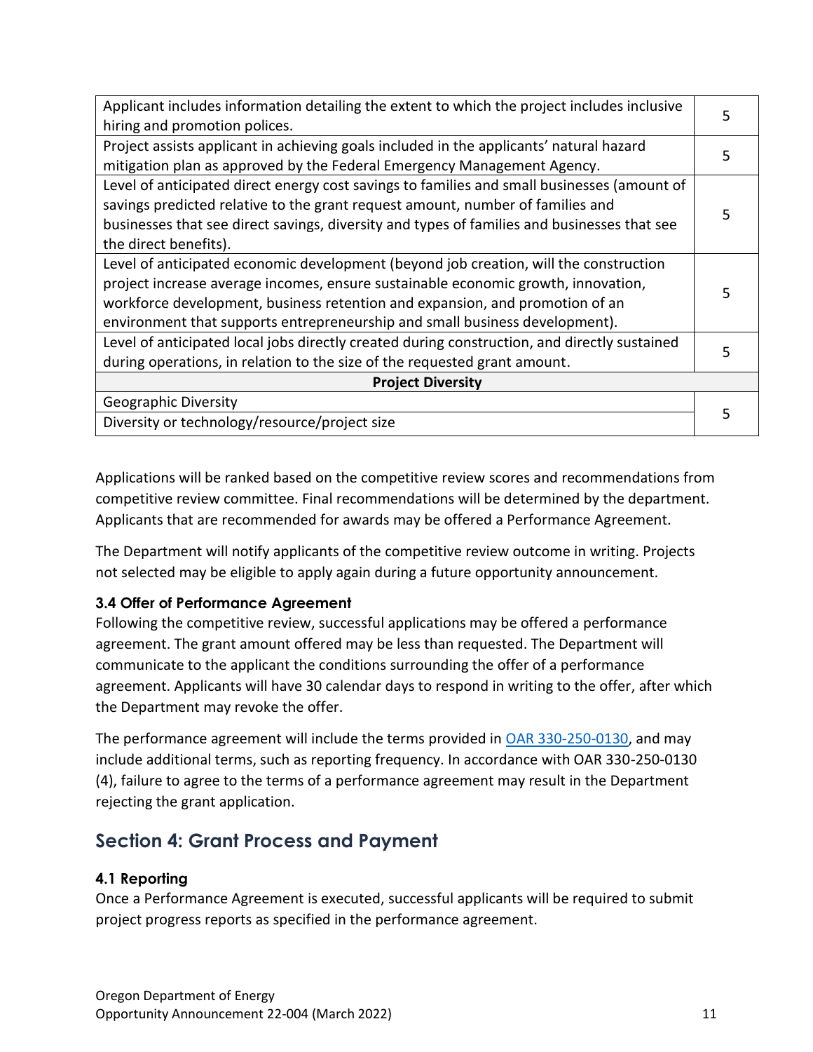| | |
|---|---|
| Applicant includes information detailing the extent to which the project includes inclusive hiring and promotion polices. | 5 |
| Project assists applicant in achieving goals included in the applicants' natural hazard mitigation plan as approved by the Federal Emergency Management Agency. | 5 |
| Level of anticipated direct energy cost savings to families and small businesses (amount of savings predicted relative to the grant request amount, number of families and businesses that see direct savings, diversity and types of families and businesses that see the direct benefits). | 5 |
| Level of anticipated economic development (beyond job creation, will the construction project increase average incomes, ensure sustainable economic growth, innovation, workforce development, business retention and expansion, and promotion of an environment that supports entrepreneurship and small business development). | 5 |
| Level of anticipated local jobs directly created during construction, and directly sustained during operations, in relation to the size of the requested grant amount. | 5 |
| **Project Diversity** | |
| Geographic Diversity | 5 |
| Diversity or technology/resource/project size | |

Applications will be ranked based on the competitive review scores and recommendations from competitive review committee. Final recommendations will be determined by the department. Applicants that are recommended for awards may be offered a Performance Agreement.

The Department will notify applicants of the competitive review outcome in writing. Projects not selected may be eligible to apply again during a future opportunity announcement.

### 3.4 Offer of Performance Agreement

Following the competitive review, successful applications may be offered a performance agreement. The grant amount offered may be less than requested. The Department will communicate to the applicant the conditions surrounding the offer of a performance agreement. Applicants will have 30 calendar days to respond in writing to the offer, after which the Department may revoke the offer.

The performance agreement will include the terms provided in OAR 330-250-0130, and may include additional terms, such as reporting frequency. In accordance with OAR 330-250-0130 (4), failure to agree to the terms of a performance agreement may result in the Department rejecting the grant application.

## Section 4: Grant Process and Payment

### 4.1 Reporting

Once a Performance Agreement is executed, successful applicants will be required to submit project progress reports as specified in the performance agreement.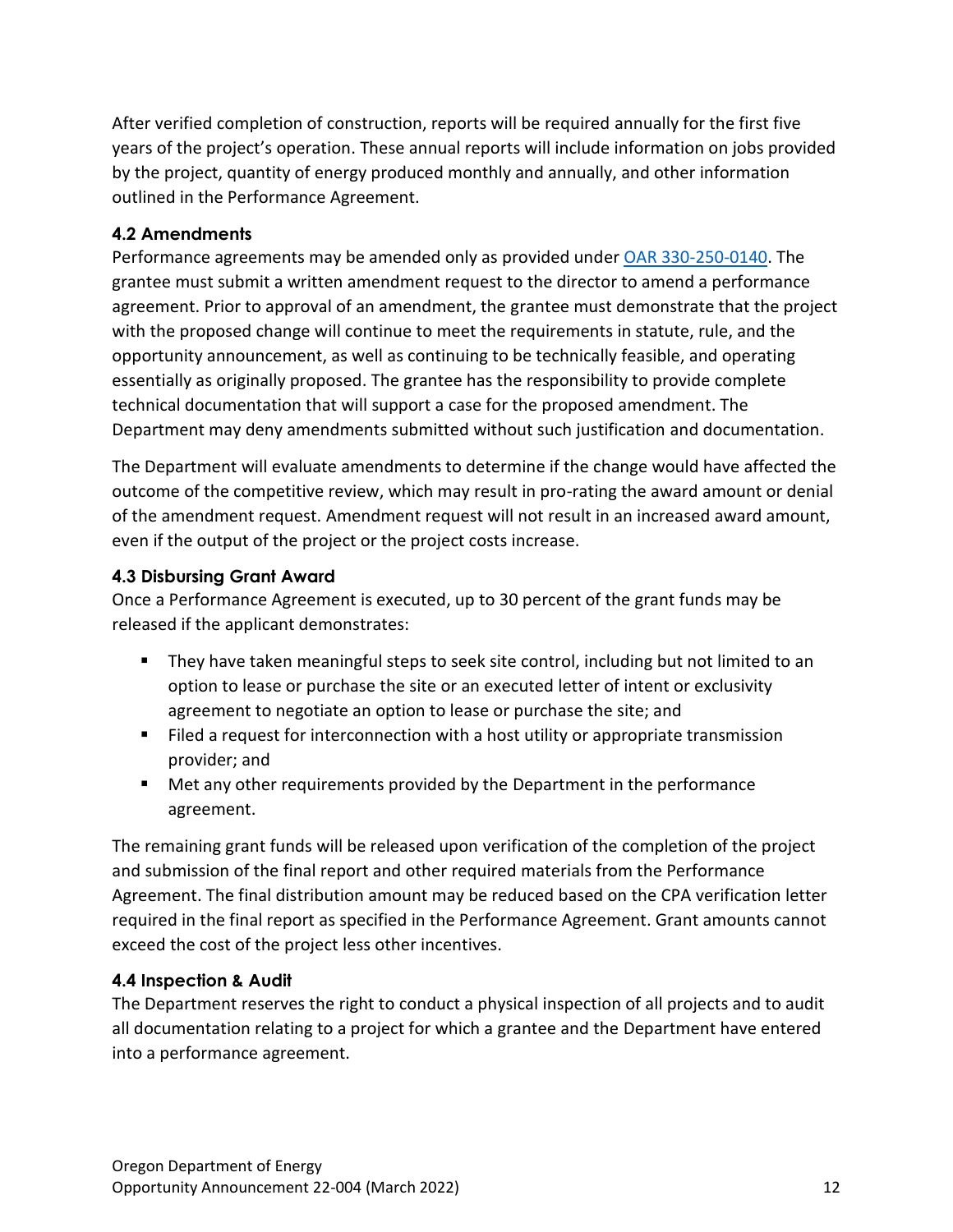After verified completion of construction, reports will be required annually for the first five years of the project's operation. These annual reports will include information on jobs provided by the project, quantity of energy produced monthly and annually, and other information outlined in the Performance Agreement.

### 4.2 Amendments

Performance agreements may be amended only as provided under [OAR 330-250-0140](OAR 330-250-0140). The grantee must submit a written amendment request to the director to amend a performance agreement. Prior to approval of an amendment, the grantee must demonstrate that the project with the proposed change will continue to meet the requirements in statute, rule, and the opportunity announcement, as well as continuing to be technically feasible, and operating essentially as originally proposed. The grantee has the responsibility to provide complete technical documentation that will support a case for the proposed amendment. The Department may deny amendments submitted without such justification and documentation.

The Department will evaluate amendments to determine if the change would have affected the outcome of the competitive review, which may result in pro-rating the award amount or denial of the amendment request. Amendment request will not result in an increased award amount, even if the output of the project or the project costs increase.

### 4.3 Disbursing Grant Award

Once a Performance Agreement is executed, up to 30 percent of the grant funds may be released if the applicant demonstrates:

- They have taken meaningful steps to seek site control, including but not limited to an option to lease or purchase the site or an executed letter of intent or exclusivity agreement to negotiate an option to lease or purchase the site; and
- Filed a request for interconnection with a host utility or appropriate transmission provider; and
- Met any other requirements provided by the Department in the performance agreement.

The remaining grant funds will be released upon verification of the completion of the project and submission of the final report and other required materials from the Performance Agreement. The final distribution amount may be reduced based on the CPA verification letter required in the final report as specified in the Performance Agreement. Grant amounts cannot exceed the cost of the project less other incentives.

### 4.4 Inspection & Audit

The Department reserves the right to conduct a physical inspection of all projects and to audit all documentation relating to a project for which a grantee and the Department have entered into a performance agreement.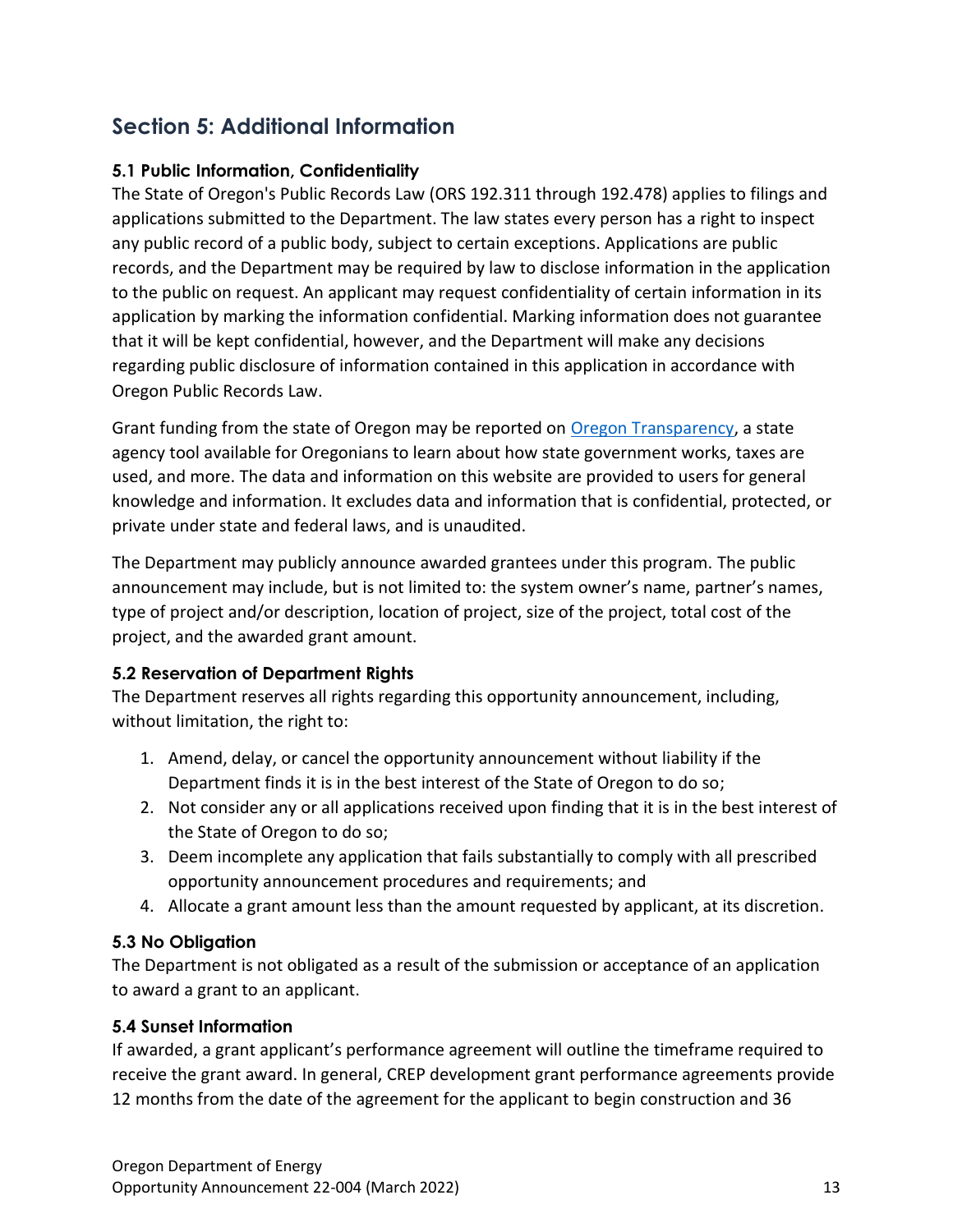## Section 5: Additional Information

### 5.1 Public Information, Confidentiality

The State of Oregon's Public Records Law (ORS 192.311 through 192.478) applies to filings and applications submitted to the Department. The law states every person has a right to inspect any public record of a public body, subject to certain exceptions. Applications are public records, and the Department may be required by law to disclose information in the application to the public on request. An applicant may request confidentiality of certain information in its application by marking the information confidential. Marking information does not guarantee that it will be kept confidential, however, and the Department will make any decisions regarding public disclosure of information contained in this application in accordance with Oregon Public Records Law.

Grant funding from the state of Oregon may be reported on [Oregon Transparency](), a state agency tool available for Oregonians to learn about how state government works, taxes are used, and more. The data and information on this website are provided to users for general knowledge and information. It excludes data and information that is confidential, protected, or private under state and federal laws, and is unaudited.

The Department may publicly announce awarded grantees under this program. The public announcement may include, but is not limited to: the system owner's name, partner's names, type of project and/or description, location of project, size of the project, total cost of the project, and the awarded grant amount.

### 5.2 Reservation of Department Rights

The Department reserves all rights regarding this opportunity announcement, including, without limitation, the right to:

1. Amend, delay, or cancel the opportunity announcement without liability if the Department finds it is in the best interest of the State of Oregon to do so;
2. Not consider any or all applications received upon finding that it is in the best interest of the State of Oregon to do so;
3. Deem incomplete any application that fails substantially to comply with all prescribed opportunity announcement procedures and requirements; and
4. Allocate a grant amount less than the amount requested by applicant, at its discretion.

### 5.3 No Obligation

The Department is not obligated as a result of the submission or acceptance of an application to award a grant to an applicant.

### 5.4 Sunset Information

If awarded, a grant applicant's performance agreement will outline the timeframe required to receive the grant award. In general, CREP development grant performance agreements provide 12 months from the date of the agreement for the applicant to begin construction and 36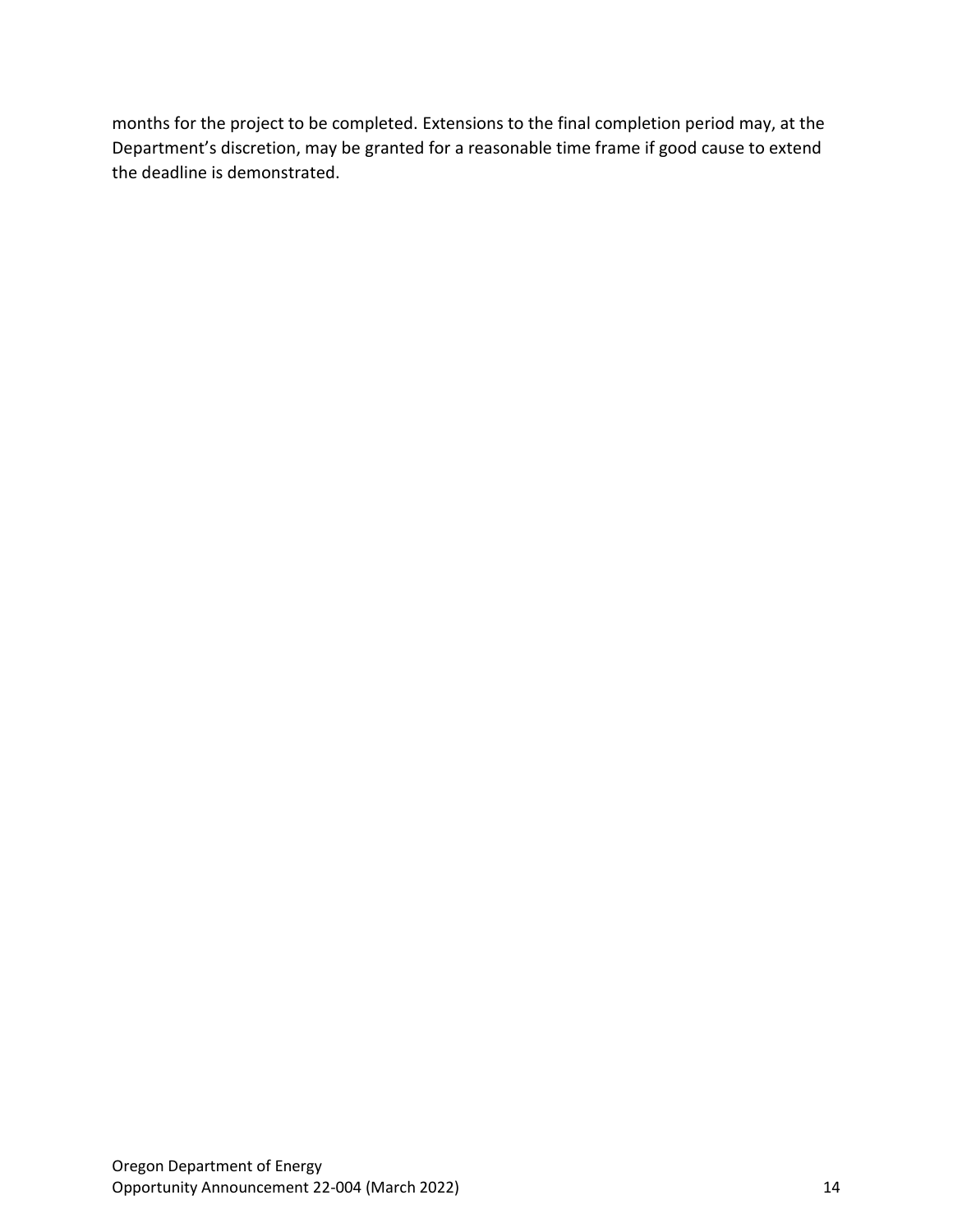months for the project to be completed. Extensions to the final completion period may, at the Department's discretion, may be granted for a reasonable time frame if good cause to extend the deadline is demonstrated.